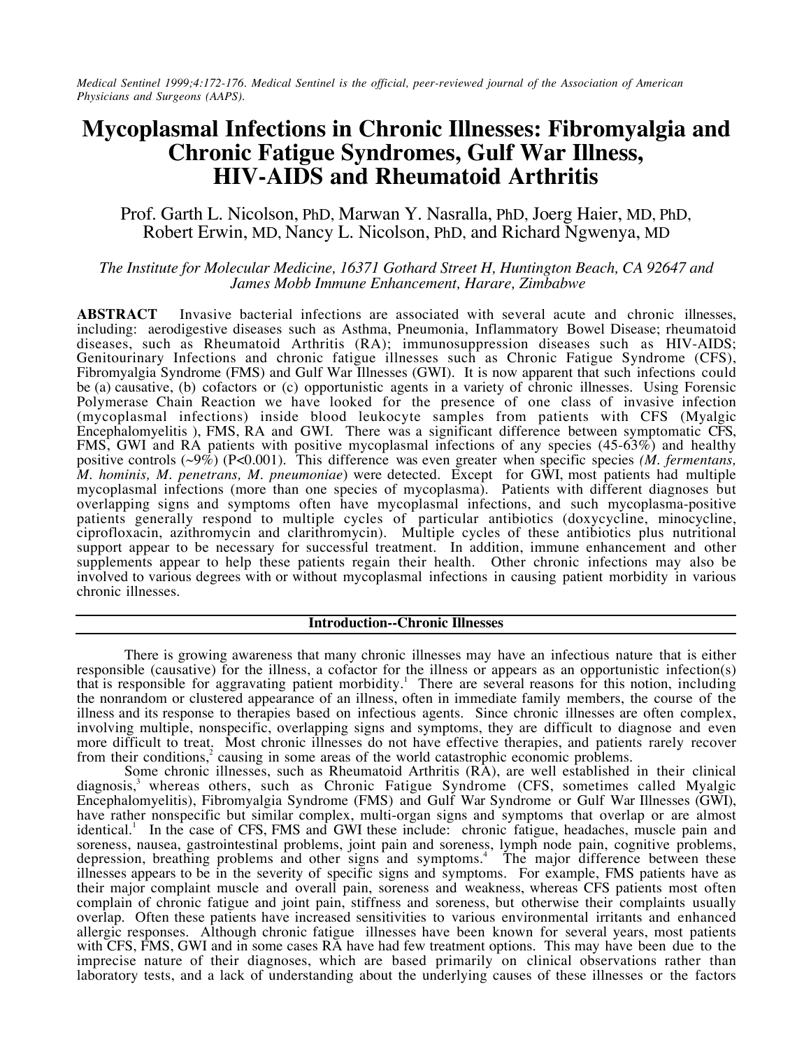*Medical Sentinel 1999;4:172-176. Medical Sentinel is the official, peer-reviewed journal of the Association of American Physicians and Surgeons (AAPS).*

# Mycoplasmal Infections in Chronic Illnesses: Fibromyalgia and Chronic Fatigue Syndromes, Gulf War Illness, HIV-AIDS and Rheumatoid Arthritis

Prof. Garth L. Nicolson, PhD, Marwan Y. Nasralla, PhD, Joerg Haier, MD, PhD, Robert Erwin, MD, Nancy L. Nicolson, PhD, and Richard Ngwenya, MD

*The Institute for Molecular Medicine, 16371 Gothard Street H, Huntington Beach, CA 92647 and James Mobb Immune Enhancement, Harare, Zimbabwe*

**ABSTRACT** Invasive bacterial infections are associated with several acute and chronic illnesses, including: aerodigestive diseases such as Asthma, Pneumonia, Inflammatory Bowel Disease; rheumatoid diseases, such as Rheumatoid Arthritis (RA); immunosuppression diseases such as HIV-AIDS; Genitourinary Infections and chronic fatigue illnesses such as Chronic Fatigue Syndrome (CFS), Fibromyalgia Syndrome (FMS) and Gulf War Illnesses (GWI). It is now apparent that such infections could be (a) causative, (b) cofactors or (c) opportunistic agents in a variety of chronic illnesses. Using Forensic Polymerase Chain Reaction we have looked for the presence of one class of invasive infection (mycoplasmal infections) inside blood leukocyte samples from patients with CFS (Myalgic Encephalomyelitis ), FMS, RA and GWI. There was a significant difference between symptomatic CFS, FMS, GWI and RA patients with positive mycoplasmal infections of any species (45-63%) and healthy positive controls (~9%) ($P<0.001$). This difference was even greater when specific species *(M. fermentans, M. hominis, M. penetrans, M. pneumoniae*) were detected. Except for GWI, most patients had multiple mycoplasmal infections (more than one species of mycoplasma). Patients with different diagnoses but overlapping signs and symptoms often have mycoplasmal infections, and such mycoplasma-positive patients generally respond to multiple cycles of particular antibiotics (doxycycline, minocycline, ciprofloxacin, azithromycin and clarithromycin). Multiple cycles of these antibiotics plus nutritional support appear to be necessary for successful treatment. In addition, immune enhancement and other supplements appear to help these patients regain their health. Other chronic infections may also be involved to various degrees with or without mycoplasmal infections in causing patient morbidity in various chronic illnesses.

## Introduction--Chronic Illnesses

There is growing awareness that many chronic illnesses may have an infectious nature that is either responsible (causative) for the illness, a cofactor for the illness or appears as an opportunistic infection(s) that is responsible for aggravating patient morbidity.[1] There are several reasons for this notion, including the nonrandom or clustered appearance of an illness, often in immediate family members, the course of the illness and its response to therapies based on infectious agents. Since chronic illnesses are often complex, involving multiple, nonspecific, overlapping signs and symptoms, they are difficult to diagnose and even more difficult to treat. Most chronic illnesses do not have effective therapies, and patients rarely recover from their conditions,[2] causing in some areas of the world catastrophic economic problems.

Some chronic illnesses, such as Rheumatoid Arthritis (RA), are well established in their clinical diagnosis,[3] whereas others, such as Chronic Fatigue Syndrome (CFS, sometimes called Myalgic Encephalomyelitis), Fibromyalgia Syndrome (FMS) and Gulf War Syndrome or Gulf War Illnesses (GWI), have rather nonspecific but similar complex, multi-organ signs and symptoms that overlap or are almost identical.[1] In the case of CFS, FMS and GWI these include: chronic fatigue, headaches, muscle pain and soreness, nausea, gastrointestinal problems, joint pain and soreness, lymph node pain, cognitive problems, depression, breathing problems and other signs and symptoms.[4] The major difference between these illnesses appears to be in the severity of specific signs and symptoms. For example, FMS patients have as their major complaint muscle and overall pain, soreness and weakness, whereas CFS patients most often complain of chronic fatigue and joint pain, stiffness and soreness, but otherwise their complaints usually overlap. Often these patients have increased sensitivities to various environmental irritants and enhanced allergic responses. Although chronic fatigue illnesses have been known for several years, most patients with CFS, FMS, GWI and in some cases RA have had few treatment options. This may have been due to the imprecise nature of their diagnoses, which are based primarily on clinical observations rather than laboratory tests, and a lack of understanding about the underlying causes of these illnesses or the factors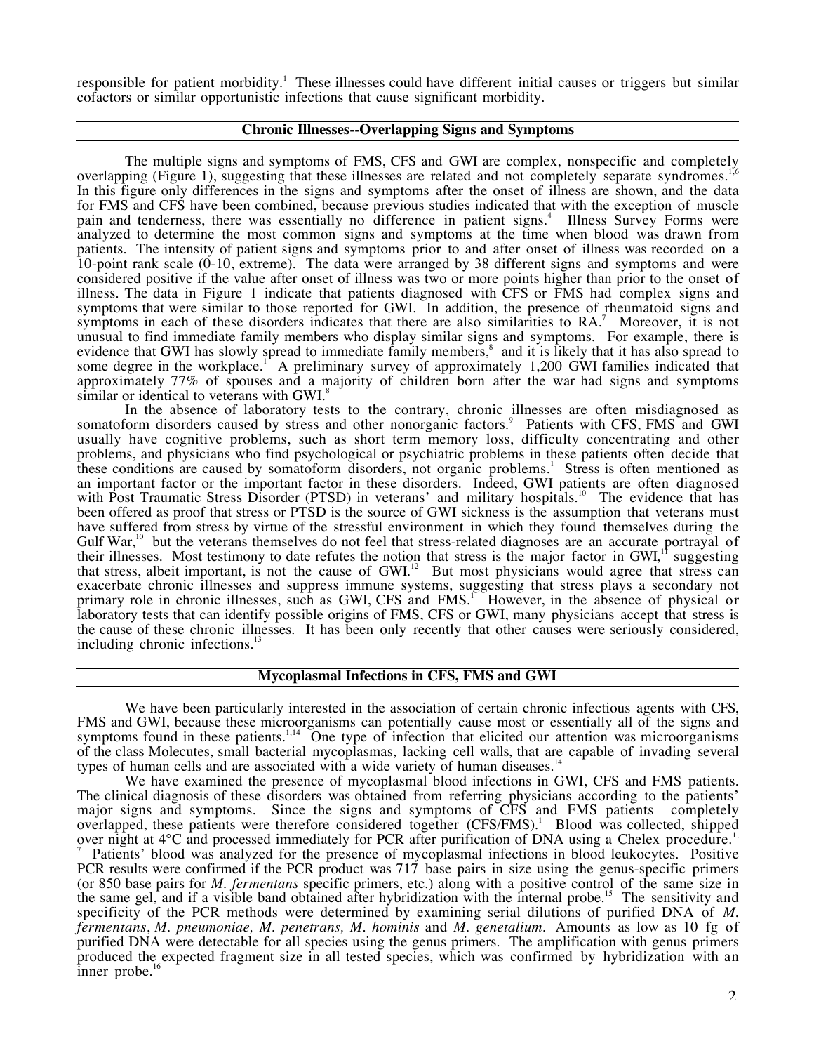responsible for patient morbidity.[1] These illnesses could have different initial causes or triggers but similar cofactors or similar opportunistic infections that cause significant morbidity.

## Chronic Illnesses--Overlapping Signs and Symptoms

The multiple signs and symptoms of FMS, CFS and GWI are complex, nonspecific and completely overlapping (Figure 1), suggesting that these illnesses are related and not completely separate syndromes.[1,6] In this figure only differences in the signs and symptoms after the onset of illness are shown, and the data for FMS and CFS have been combined, because previous studies indicated that with the exception of muscle pain and tenderness, there was essentially no difference in patient signs.[4] Illness Survey Forms were analyzed to determine the most common signs and symptoms at the time when blood was drawn from patients. The intensity of patient signs and symptoms prior to and after onset of illness was recorded on a 10-point rank scale (0-10, extreme). The data were arranged by 38 different signs and symptoms and were considered positive if the value after onset of illness was two or more points higher than prior to the onset of illness. The data in Figure 1 indicate that patients diagnosed with CFS or FMS had complex signs and symptoms that were similar to those reported for GWI. In addition, the presence of rheumatoid signs and symptoms in each of these disorders indicates that there are also similarities to RA.[7] Moreover, it is not unusual to find immediate family members who display similar signs and symptoms. For example, there is evidence that GWI has slowly spread to immediate family members,[8] and it is likely that it has also spread to some degree in the workplace.[1] A preliminary survey of approximately 1,200 GWI families indicated that approximately 77% of spouses and a majority of children born after the war had signs and symptoms similar or identical to veterans with GWI.[8]

In the absence of laboratory tests to the contrary, chronic illnesses are often misdiagnosed as somatoform disorders caused by stress and other nonorganic factors.[9] Patients with CFS, FMS and GWI usually have cognitive problems, such as short term memory loss, difficulty concentrating and other problems, and physicians who find psychological or psychiatric problems in these patients often decide that these conditions are caused by somatoform disorders, not organic problems.[1] Stress is often mentioned as an important factor or the important factor in these disorders. Indeed, GWI patients are often diagnosed with Post Traumatic Stress Disorder (PTSD) in veterans' and military hospitals.[10] The evidence that has been offered as proof that stress or PTSD is the source of GWI sickness is the assumption that veterans must have suffered from stress by virtue of the stressful environment in which they found themselves during the Gulf War,[10] but the veterans themselves do not feel that stress-related diagnoses are an accurate portrayal of their illnesses. Most testimony to date refutes the notion that stress is the major factor in GWI,[11] suggesting that stress, albeit important, is not the cause of GWI.[12] But most physicians would agree that stress can exacerbate chronic illnesses and suppress immune systems, suggesting that stress plays a secondary not primary role in chronic illnesses, such as GWI, CFS and FMS.[1] However, in the absence of physical or laboratory tests that can identify possible origins of FMS, CFS or GWI, many physicians accept that stress is the cause of these chronic illnesses. It has been only recently that other causes were seriously considered, including chronic infections.[13]

## Mycoplasmal Infections in CFS, FMS and GWI

We have been particularly interested in the association of certain chronic infectious agents with CFS, FMS and GWI, because these microorganisms can potentially cause most or essentially all of the signs and symptoms found in these patients.[1,14] One type of infection that elicited our attention was microorganisms of the class Molecutes, small bacterial mycoplasmas, lacking cell walls, that are capable of invading several types of human cells and are associated with a wide variety of human diseases.[14]

We have examined the presence of mycoplasmal blood infections in GWI, CFS and FMS patients. The clinical diagnosis of these disorders was obtained from referring physicians according to the patients' major signs and symptoms. Since the signs and symptoms of CFS and FMS patients completely overlapped, these patients were therefore considered together (CFS/FMS).[1] Blood was collected, shipped over night at 4°C and processed immediately for PCR after purification of DNA using a Chelex procedure.[1,7] Patients' blood was analyzed for the presence of mycoplasmal infections in blood leukocytes. Positive PCR results were confirmed if the PCR product was 717 base pairs in size using the genus-specific primers (or 850 base pairs for *M. fermentans* specific primers, etc.) along with a positive control of the same size in the same gel, and if a visible band obtained after hybridization with the internal probe.[15] The sensitivity and specificity of the PCR methods were determined by examining serial dilutions of purified DNA of *M. fermentans*, *M. pneumoniae, M. penetrans, M. hominis* and *M. genetalium*. Amounts as low as 10 fg of purified DNA were detectable for all species using the genus primers. The amplification with genus primers produced the expected fragment size in all tested species, which was confirmed by hybridization with an inner probe.[16]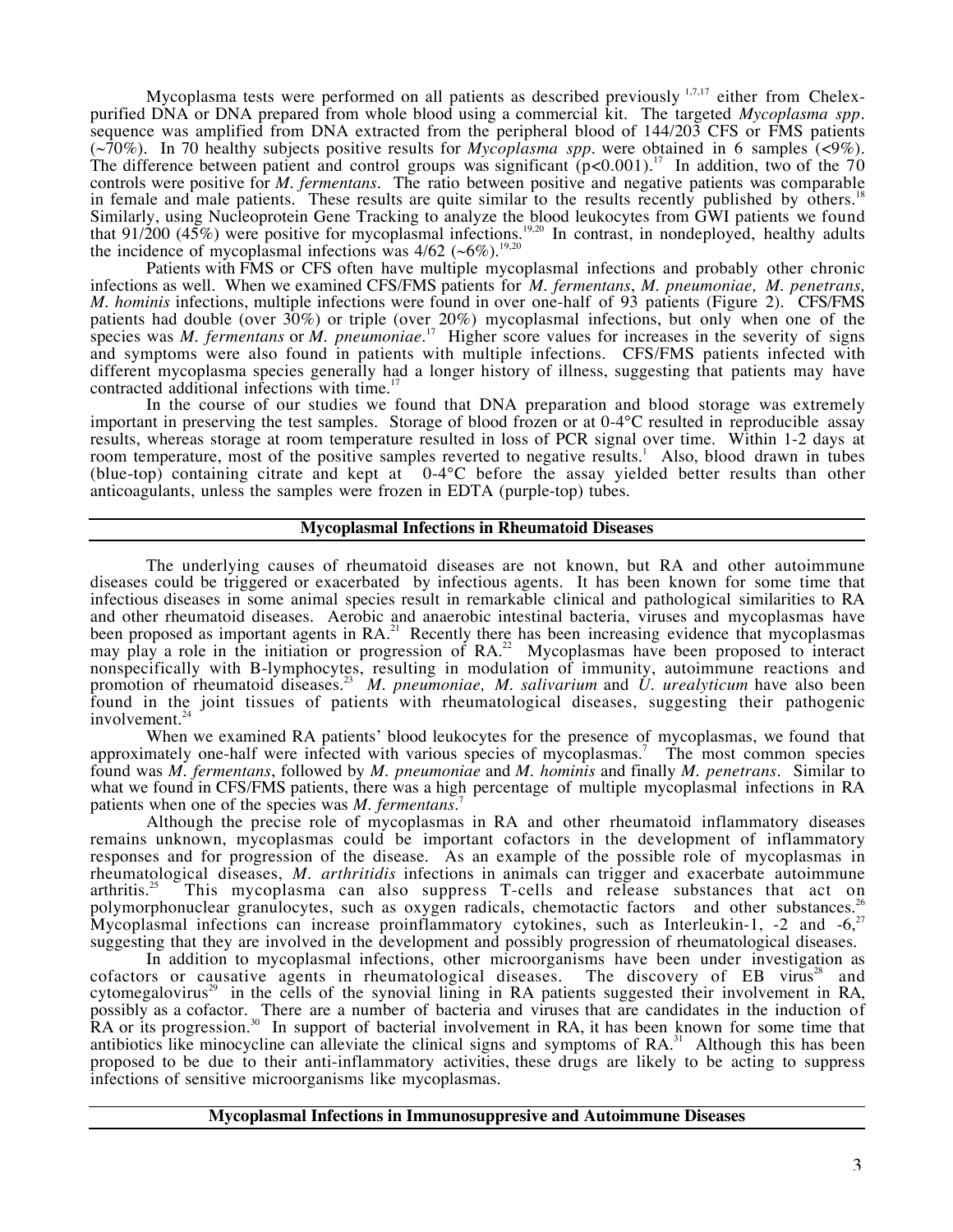Mycoplasma tests were performed on all patients as described previously [1,7,17] either from Chelex-purified DNA or DNA prepared from whole blood using a commercial kit. The targeted *Mycoplasma spp.* sequence was amplified from DNA extracted from the peripheral blood of 144/203 CFS or FMS patients (~70%). In 70 healthy subjects positive results for *Mycoplasma spp.* were obtained in 6 samples (<9%). The difference between patient and control groups was significant ($p<0.001$).[17] In addition, two of the 70 controls were positive for *M. fermentans*. The ratio between positive and negative patients was comparable in female and male patients. These results are quite similar to the results recently published by others.[18] Similarly, using Nucleoprotein Gene Tracking to analyze the blood leukocytes from GWI patients we found that 91/200 (45%) were positive for mycoplasmal infections.[19,20] In contrast, in nondeployed, healthy adults the incidence of mycoplasmal infections was 4/62 (~6%).[19,20]

Patients with FMS or CFS often have multiple mycoplasmal infections and probably other chronic infections as well. When we examined CFS/FMS patients for *M. fermentans*, *M. pneumoniae, M. penetrans, M. hominis* infections, multiple infections were found in over one-half of 93 patients (Figure 2). CFS/FMS patients had double (over 30%) or triple (over 20%) mycoplasmal infections, but only when one of the species was *M. fermentans* or *M. pneumoniae*.[17] Higher score values for increases in the severity of signs and symptoms were also found in patients with multiple infections. CFS/FMS patients infected with different mycoplasma species generally had a longer history of illness, suggesting that patients may have contracted additional infections with time.[17]

In the course of our studies we found that DNA preparation and blood storage was extremely important in preserving the test samples. Storage of blood frozen or at 0-4°C resulted in reproducible assay results, whereas storage at room temperature resulted in loss of PCR signal over time. Within 1-2 days at room temperature, most of the positive samples reverted to negative results.[1] Also, blood drawn in tubes (blue-top) containing citrate and kept at 0-4°C before the assay yielded better results than other anticoagulants, unless the samples were frozen in EDTA (purple-top) tubes.

## Mycoplasmal Infections in Rheumatoid Diseases

The underlying causes of rheumatoid diseases are not known, but RA and other autoimmune diseases could be triggered or exacerbated by infectious agents. It has been known for some time that infectious diseases in some animal species result in remarkable clinical and pathological similarities to RA and other rheumatoid diseases. Aerobic and anaerobic intestinal bacteria, viruses and mycoplasmas have been proposed as important agents in RA.[21] Recently there has been increasing evidence that mycoplasmas may play a role in the initiation or progression of RA.[22] Mycoplasmas have been proposed to interact nonspecifically with B-lymphocytes, resulting in modulation of immunity, autoimmune reactions and promotion of rheumatoid diseases.[23] *M. pneumoniae, M. salivarium* and *U. urealyticum* have also been found in the joint tissues of patients with rheumatological diseases, suggesting their pathogenic involvement.[24]

When we examined RA patients' blood leukocytes for the presence of mycoplasmas, we found that approximately one-half were infected with various species of mycoplasmas.[7] The most common species found was *M. fermentans*, followed by *M. pneumoniae* and *M. hominis* and finally *M. penetrans*. Similar to what we found in CFS/FMS patients, there was a high percentage of multiple mycoplasmal infections in RA patients when one of the species was *M. fermentans*.[7]

Although the precise role of mycoplasmas in RA and other rheumatoid inflammatory diseases remains unknown, mycoplasmas could be important cofactors in the development of inflammatory responses and for progression of the disease. As an example of the possible role of mycoplasmas in rheumatological diseases, *M. arthritidis* infections in animals can trigger and exacerbate autoimmune arthritis.[25] This mycoplasma can also suppress T-cells and release substances that act on polymorphonuclear granulocytes, such as oxygen radicals, chemotactic factors and other substances.[26] Mycoplasmal infections can increase proinflammatory cytokines, such as Interleukin-1, -2 and -6,[27] suggesting that they are involved in the development and possibly progression of rheumatological diseases.

In addition to mycoplasmal infections, other microorganisms have been under investigation as cofactors or causative agents in rheumatological diseases. The discovery of EB virus[28] and cytomegalovirus[29] in the cells of the synovial lining in RA patients suggested their involvement in RA, possibly as a cofactor. There are a number of bacteria and viruses that are candidates in the induction of RA or its progression.[30] In support of bacterial involvement in RA, it has been known for some time that antibiotics like minocycline can alleviate the clinical signs and symptoms of RA.[31] Although this has been proposed to be due to their anti-inflammatory activities, these drugs are likely to be acting to suppress infections of sensitive microorganisms like mycoplasmas.

## Mycoplasmal Infections in Immunosuppresive and Autoimmune Diseases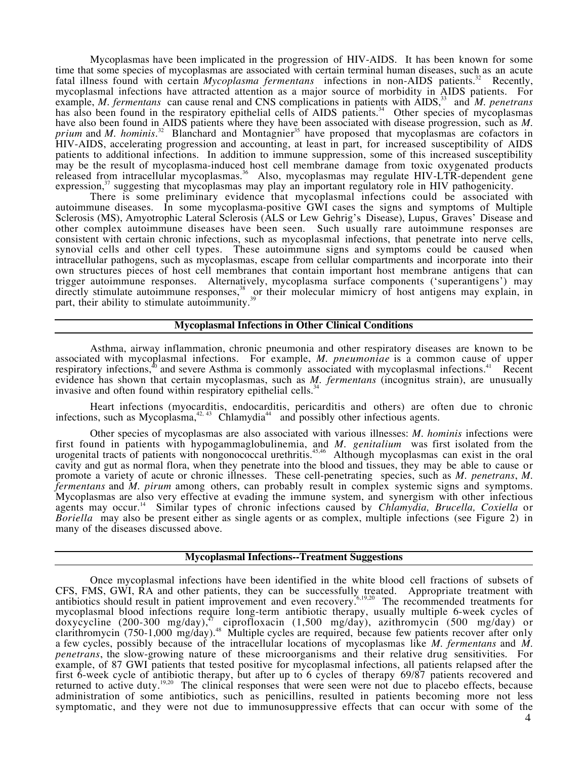Mycoplasmas have been implicated in the progression of HIV-AIDS. It has been known for some time that some species of mycoplasmas are associated with certain terminal human diseases, such as an acute fatal illness found with certain *Mycoplasma fermentans* infections in non-AIDS patients.[32] Recently, mycoplasmal infections have attracted attention as a major source of morbidity in AIDS patients. For example, *M. fermentans* can cause renal and CNS complications in patients with AIDS,[33] and *M. penetrans* has also been found in the respiratory epithelial cells of AIDS patients.[34] Other species of mycoplasmas have also been found in AIDS patients where they have been associated with disease progression, such as *M. prium* and *M. hominis*.[32] Blanchard and Montagnier[35] have proposed that mycoplasmas are cofactors in HIV-AIDS, accelerating progression and accounting, at least in part, for increased susceptibility of AIDS patients to additional infections. In addition to immune suppression, some of this increased susceptibility may be the result of mycoplasma-induced host cell membrane damage from toxic oxygenated products released from intracellular mycoplasmas.[36] Also, mycoplasmas may regulate HIV-LTR-dependent gene expression,[37] suggesting that mycoplasmas may play an important regulatory role in HIV pathogenicity.

There is some preliminary evidence that mycoplasmal infections could be associated with autoimmune diseases. In some mycoplasma-positive GWI cases the signs and symptoms of Multiple Sclerosis (MS), Amyotrophic Lateral Sclerosis (ALS or Lew Gehrig's Disease), Lupus, Graves' Disease and other complex autoimmune diseases have been seen. Such usually rare autoimmune responses are consistent with certain chronic infections, such as mycoplasmal infections, that penetrate into nerve cells, synovial cells and other cell types. These autoimmune signs and symptoms could be caused when intracellular pathogens, such as mycoplasmas, escape from cellular compartments and incorporate into their own structures pieces of host cell membranes that contain important host membrane antigens that can trigger autoimmune responses. Alternatively, mycoplasma surface components ('superantigens') may directly stimulate autoimmune responses,[38] or their molecular mimicry of host antigens may explain, in part, their ability to stimulate autoimmunity.[39]

## Mycoplasmal Infections in Other Clinical Conditions

Asthma, airway inflammation, chronic pneumonia and other respiratory diseases are known to be associated with mycoplasmal infections. For example, *M. pneumoniae* is a common cause of upper respiratory infections,[40] and severe Asthma is commonly associated with mycoplasmal infections.[41] Recent evidence has shown that certain mycoplasmas, such as *M. fermentans* (incognitus strain), are unusually invasive and often found within respiratory epithelial cells.[34]

Heart infections (myocarditis, endocarditis, pericarditis and others) are often due to chronic infections, such as Mycoplasma,[42, 43] Chlamydia[44] and possibly other infectious agents.

Other species of mycoplasmas are also associated with various illnesses: *M. hominis* infections were first found in patients with hypogammaglobulinemia, and *M. genitalium* was first isolated from the urogenital tracts of patients with nongonococcal urethritis.[45,46] Although mycoplasmas can exist in the oral cavity and gut as normal flora, when they penetrate into the blood and tissues, they may be able to cause or promote a variety of acute or chronic illnesses. These cell-penetrating species, such as *M. penetrans*, *M. fermentans* and *M. pirum* among others, can probably result in complex systemic signs and symptoms. Mycoplasmas are also very effective at evading the immune system, and synergism with other infectious agents may occur.[14] Similar types of chronic infections caused by *Chlamydia, Brucella, Coxiella* or *Boriella* may also be present either as single agents or as complex, multiple infections (see Figure 2) in many of the diseases discussed above.

## Mycoplasmal Infections--Treatment Suggestions

Once mycoplasmal infections have been identified in the white blood cell fractions of subsets of CFS, FMS, GWI, RA and other patients, they can be successfully treated. Appropriate treatment with antibiotics should result in patient improvement and even recovery.[6,19,20] The recommended treatments for mycoplasmal blood infections require long-term antibiotic therapy, usually multiple 6-week cycles of doxycycline (200-300 mg/day),[47] ciprofloxacin (1,500 mg/day), azithromycin (500 mg/day) or clarithromycin (750-1,000 mg/day).[48] Multiple cycles are required, because few patients recover after only a few cycles, possibly because of the intracellular locations of mycoplasmas like *M. fermentans* and *M. penetrans*, the slow-growing nature of these microorganisms and their relative drug sensitivities. For example, of 87 GWI patients that tested positive for mycoplasmal infections, all patients relapsed after the first 6-week cycle of antibiotic therapy, but after up to 6 cycles of therapy 69/87 patients recovered and returned to active duty.[19,20] The clinical responses that were seen were not due to placebo effects, because administration of some antibiotics, such as penicillins, resulted in patients becoming more not less symptomatic, and they were not due to immunosuppressive effects that can occur with some of the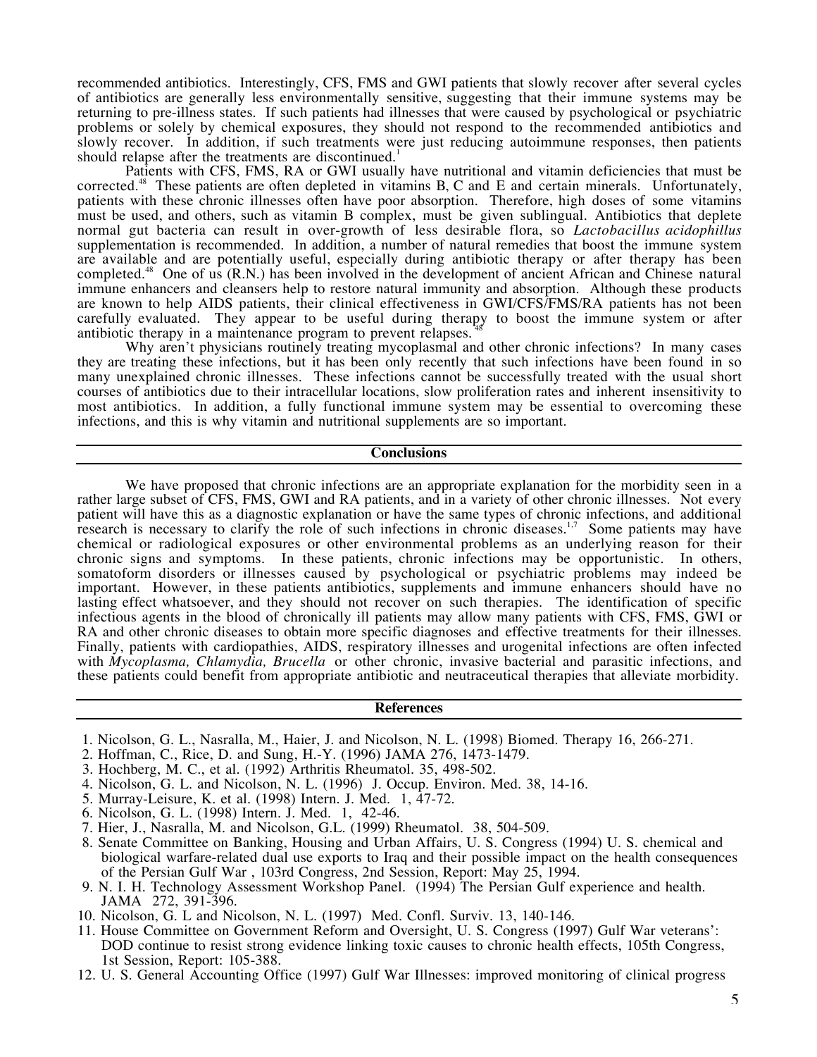recommended antibiotics. Interestingly, CFS, FMS and GWI patients that slowly recover after several cycles of antibiotics are generally less environmentally sensitive, suggesting that their immune systems may be returning to pre-illness states. If such patients had illnesses that were caused by psychological or psychiatric problems or solely by chemical exposures, they should not respond to the recommended antibiotics and slowly recover. In addition, if such treatments were just reducing autoimmune responses, then patients should relapse after the treatments are discontinued.[1]

Patients with CFS, FMS, RA or GWI usually have nutritional and vitamin deficiencies that must be corrected.[48] These patients are often depleted in vitamins B, C and E and certain minerals. Unfortunately, patients with these chronic illnesses often have poor absorption. Therefore, high doses of some vitamins must be used, and others, such as vitamin B complex, must be given sublingual. Antibiotics that deplete normal gut bacteria can result in over-growth of less desirable flora, so *Lactobacillus acidophillus* supplementation is recommended. In addition, a number of natural remedies that boost the immune system are available and are potentially useful, especially during antibiotic therapy or after therapy has been completed.[48] One of us (R.N.) has been involved in the development of ancient African and Chinese natural immune enhancers and cleansers help to restore natural immunity and absorption. Although these products are known to help AIDS patients, their clinical effectiveness in GWI/CFS/FMS/RA patients has not been carefully evaluated. They appear to be useful during therapy to boost the immune system or after antibiotic therapy in a maintenance program to prevent relapses.[48]

Why aren't physicians routinely treating mycoplasmal and other chronic infections? In many cases they are treating these infections, but it has been only recently that such infections have been found in so many unexplained chronic illnesses. These infections cannot be successfully treated with the usual short courses of antibiotics due to their intracellular locations, slow proliferation rates and inherent insensitivity to most antibiotics. In addition, a fully functional immune system may be essential to overcoming these infections, and this is why vitamin and nutritional supplements are so important.

## Conclusions

We have proposed that chronic infections are an appropriate explanation for the morbidity seen in a rather large subset of CFS, FMS, GWI and RA patients, and in a variety of other chronic illnesses. Not every patient will have this as a diagnostic explanation or have the same types of chronic infections, and additional research is necessary to clarify the role of such infections in chronic diseases.[1,7] Some patients may have chemical or radiological exposures or other environmental problems as an underlying reason for their chronic signs and symptoms. In these patients, chronic infections may be opportunistic. In others, somatoform disorders or illnesses caused by psychological or psychiatric problems may indeed be important. However, in these patients antibiotics, supplements and immune enhancers should have no lasting effect whatsoever, and they should not recover on such therapies. The identification of specific infectious agents in the blood of chronically ill patients may allow many patients with CFS, FMS, GWI or RA and other chronic diseases to obtain more specific diagnoses and effective treatments for their illnesses. Finally, patients with cardiopathies, AIDS, respiratory illnesses and urogenital infections are often infected with *Mycoplasma, Chlamydia, Brucella* or other chronic, invasive bacterial and parasitic infections, and these patients could benefit from appropriate antibiotic and neutraceutical therapies that alleviate morbidity.

## References

1. Nicolson, G. L., Nasralla, M., Haier, J. and Nicolson, N. L. (1998) Biomed. Therapy 16, 266-271.
2. Hoffman, C., Rice, D. and Sung, H.-Y. (1996) JAMA 276, 1473-1479.
3. Hochberg, M. C., et al. (1992) Arthritis Rheumatol. 35, 498-502.
4. Nicolson, G. L. and Nicolson, N. L. (1996) J. Occup. Environ. Med. 38, 14-16.
5. Murray-Leisure, K. et al. (1998) Intern. J. Med. 1, 47-72.
6. Nicolson, G. L. (1998) Intern. J. Med. 1, 42-46.
7. Hier, J., Nasralla, M. and Nicolson, G.L. (1999) Rheumatol. 38, 504-509.
8. Senate Committee on Banking, Housing and Urban Affairs, U. S. Congress (1994) U. S. chemical and biological warfare-related dual use exports to Iraq and their possible impact on the health consequences of the Persian Gulf War , 103rd Congress, 2nd Session, Report: May 25, 1994.
9. N. I. H. Technology Assessment Workshop Panel. (1994) The Persian Gulf experience and health. JAMA 272, 391-396.
10. Nicolson, G. L and Nicolson, N. L. (1997) Med. Confl. Surviv. 13, 140-146.
11. House Committee on Government Reform and Oversight, U. S. Congress (1997) Gulf War veterans': DOD continue to resist strong evidence linking toxic causes to chronic health effects, 105th Congress, 1st Session, Report: 105-388.
12. U. S. General Accounting Office (1997) Gulf War Illnesses: improved monitoring of clinical progress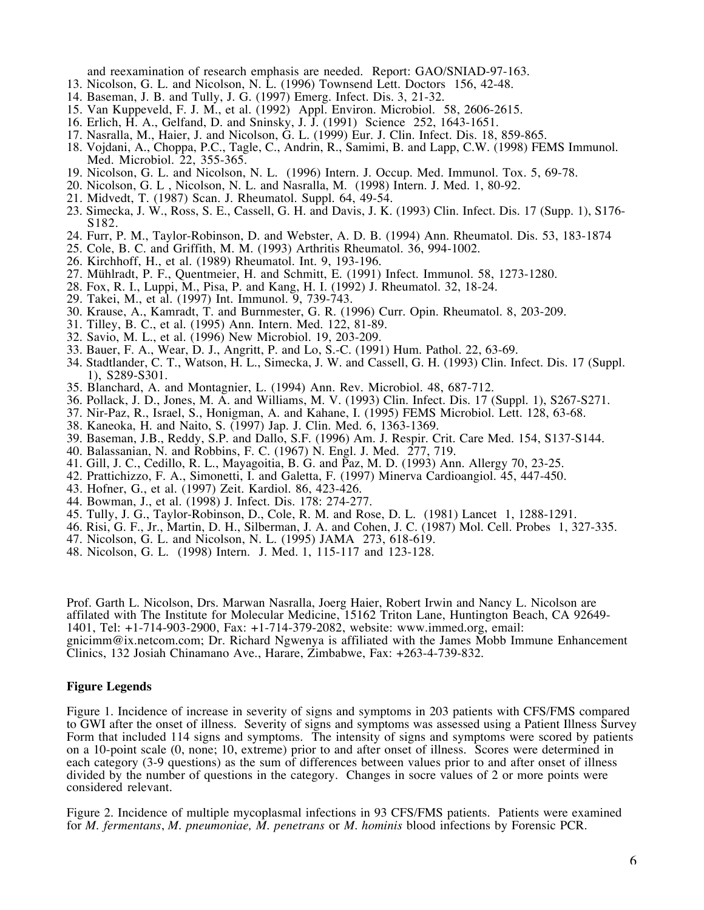and reexamination of research emphasis are needed. Report: GAO/SNIAD-97-163.

13. Nicolson, G. L. and Nicolson, N. L. (1996) Townsend Lett. Doctors 156, 42-48.
14. Baseman, J. B. and Tully, J. G. (1997) Emerg. Infect. Dis. 3, 21-32.
15. Van Kuppeveld, F. J. M., et al. (1992) Appl. Environ. Microbiol. 58, 2606-2615.
16. Erlich, H. A., Gelfand, D. and Sninsky, J. J. (1991) Science 252, 1643-1651.
17. Nasralla, M., Haier, J. and Nicolson, G. L. (1999) Eur. J. Clin. Infect. Dis. 18, 859-865.
18. Vojdani, A., Choppa, P.C., Tagle, C., Andrin, R., Samimi, B. and Lapp, C.W. (1998) FEMS Immunol. Med. Microbiol. 22, 355-365.
19. Nicolson, G. L. and Nicolson, N. L. (1996) Intern. J. Occup. Med. Immunol. Tox. 5, 69-78.
20. Nicolson, G. L , Nicolson, N. L. and Nasralla, M. (1998) Intern. J. Med. 1, 80-92.
21. Midvedt, T. (1987) Scan. J. Rheumatol. Suppl. 64, 49-54.
23. Simecka, J. W., Ross, S. E., Cassell, G. H. and Davis, J. K. (1993) Clin. Infect. Dis. 17 (Supp. 1), S176-S182.
24. Furr, P. M., Taylor-Robinson, D. and Webster, A. D. B. (1994) Ann. Rheumatol. Dis. 53, 183-1874
25. Cole, B. C. and Griffith, M. M. (1993) Arthritis Rheumatol. 36, 994-1002.
26. Kirchhoff, H., et al. (1989) Rheumatol. Int. 9, 193-196.
27. Mühlradt, P. F., Quentmeier, H. and Schmitt, E. (1991) Infect. Immunol. 58, 1273-1280.
28. Fox, R. I., Luppi, M., Pisa, P. and Kang, H. I. (1992) J. Rheumatol. 32, 18-24.
29. Takei, M., et al. (1997) Int. Immunol. 9, 739-743.
30. Krause, A., Kamradt, T. and Burnmester, G. R. (1996) Curr. Opin. Rheumatol. 8, 203-209.
31. Tilley, B. C., et al. (1995) Ann. Intern. Med. 122, 81-89.
32. Savio, M. L., et al. (1996) New Microbiol. 19, 203-209.
33. Bauer, F. A., Wear, D. J., Angritt, P. and Lo, S.-C. (1991) Hum. Pathol. 22, 63-69.
34. Stadtlander, C. T., Watson, H. L., Simecka, J. W. and Cassell, G. H. (1993) Clin. Infect. Dis. 17 (Suppl. 1), S289-S301.
35. Blanchard, A. and Montagnier, L. (1994) Ann. Rev. Microbiol. 48, 687-712.
36. Pollack, J. D., Jones, M. A. and Williams, M. V. (1993) Clin. Infect. Dis. 17 (Suppl. 1), S267-S271.
37. Nir-Paz, R., Israel, S., Honigman, A. and Kahane, I. (1995) FEMS Microbiol. Lett. 128, 63-68.
38. Kaneoka, H. and Naito, S. (1997) Jap. J. Clin. Med. 6, 1363-1369.
39. Baseman, J.B., Reddy, S.P. and Dallo, S.F. (1996) Am. J. Respir. Crit. Care Med. 154, S137-S144.
40. Balassanian, N. and Robbins, F. C. (1967) N. Engl. J. Med. 277, 719.
41. Gill, J. C., Cedillo, R. L., Mayagoitia, B. G. and Paz, M. D. (1993) Ann. Allergy 70, 23-25.
42. Prattichizzo, F. A., Simonetti, I. and Galetta, F. (1997) Minerva Cardioangiol. 45, 447-450.
43. Hofner, G., et al. (1997) Zeit. Kardiol. 86, 423-426.
44. Bowman, J., et al. (1998) J. Infect. Dis. 178: 274-277.
45. Tully, J. G., Taylor-Robinson, D., Cole, R. M. and Rose, D. L. (1981) Lancet 1, 1288-1291.
46. Risi, G. F., Jr., Martin, D. H., Silberman, J. A. and Cohen, J. C. (1987) Mol. Cell. Probes 1, 327-335.
47. Nicolson, G. L. and Nicolson, N. L. (1995) JAMA 273, 618-619.
48. Nicolson, G. L. (1998) Intern. J. Med. 1, 115-117 and 123-128.

Prof. Garth L. Nicolson, Drs. Marwan Nasralla, Joerg Haier, Robert Irwin and Nancy L. Nicolson are affilated with The Institute for Molecular Medicine, 15162 Triton Lane, Huntington Beach, CA 92649-1401, Tel: +1-714-903-2900, Fax: +1-714-379-2082, website: www.immed.org, email: gnicimm@ix.netcom.com; Dr. Richard Ngwenya is affiliated with the James Mobb Immune Enhancement Clinics, 132 Josiah Chinamano Ave., Harare, Zimbabwe, Fax: +263-4-739-832.

**Figure Legends**

Figure 1. Incidence of increase in severity of signs and symptoms in 203 patients with CFS/FMS compared to GWI after the onset of illness. Severity of signs and symptoms was assessed using a Patient Illness Survey Form that included 114 signs and symptoms. The intensity of signs and symptoms were scored by patients on a 10-point scale (0, none; 10, extreme) prior to and after onset of illness. Scores were determined in each category (3-9 questions) as the sum of differences between values prior to and after onset of illness divided by the number of questions in the category. Changes in socre values of 2 or more points were considered relevant.

Figure 2. Incidence of multiple mycoplasmal infections in 93 CFS/FMS patients. Patients were examined for *M. fermentans*, *M. pneumoniae, M. penetrans* or *M. hominis* blood infections by Forensic PCR.